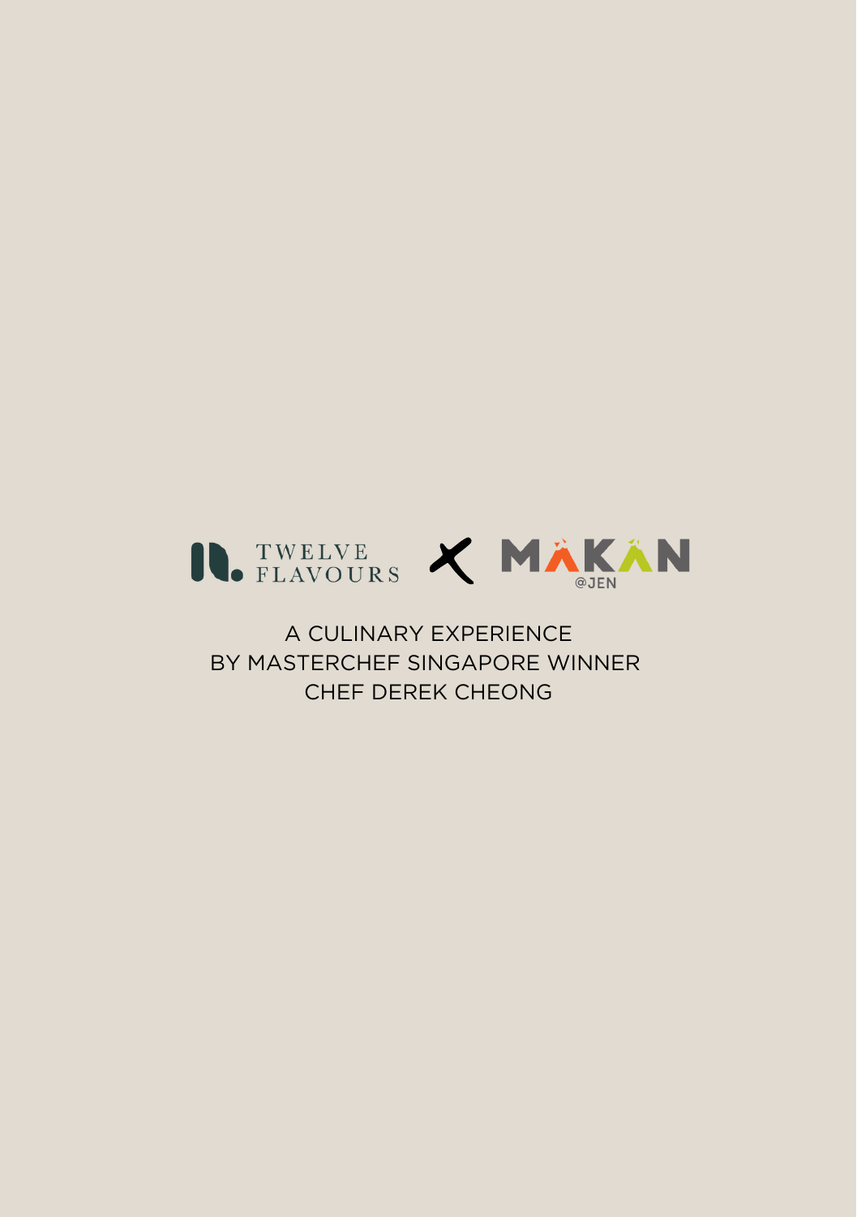TWELVE FLAVOURS × MAKAN @JEN

A CULINARY EXPERIENCE
BY MASTERCHEF SINGAPORE WINNER
CHEF DEREK CHEONG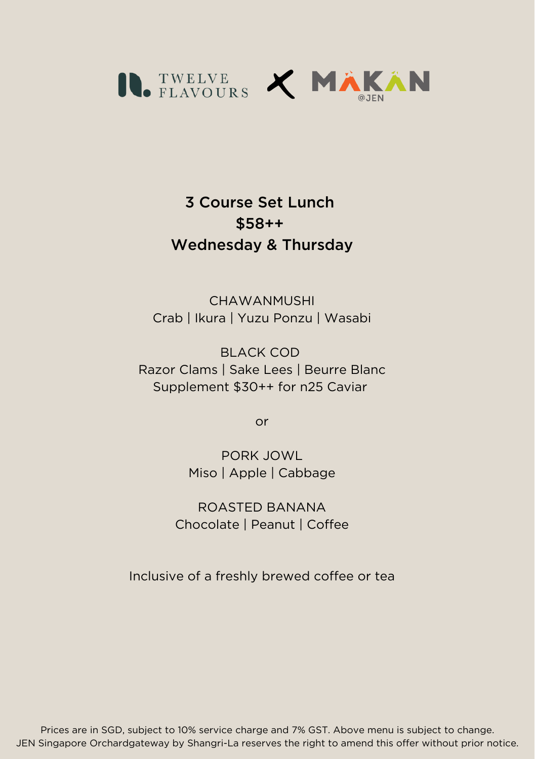TWELVE FLAVOURS X MAKAN @JEN

## 3 Course Set Lunch
## $58++
## Wednesday & Thursday

CHAWANMUSHI
Crab | Ikura | Yuzu Ponzu | Wasabi

BLACK COD
Razor Clams | Sake Lees | Beurre Blanc
Supplement $30++ for n25 Caviar

or

PORK JOWL
Miso | Apple | Cabbage

ROASTED BANANA
Chocolate | Peanut | Coffee

Inclusive of a freshly brewed coffee or tea

Prices are in SGD, subject to 10% service charge and 7% GST. Above menu is subject to change.
JEN Singapore Orchardgateway by Shangri-La reserves the right to amend this offer without prior notice.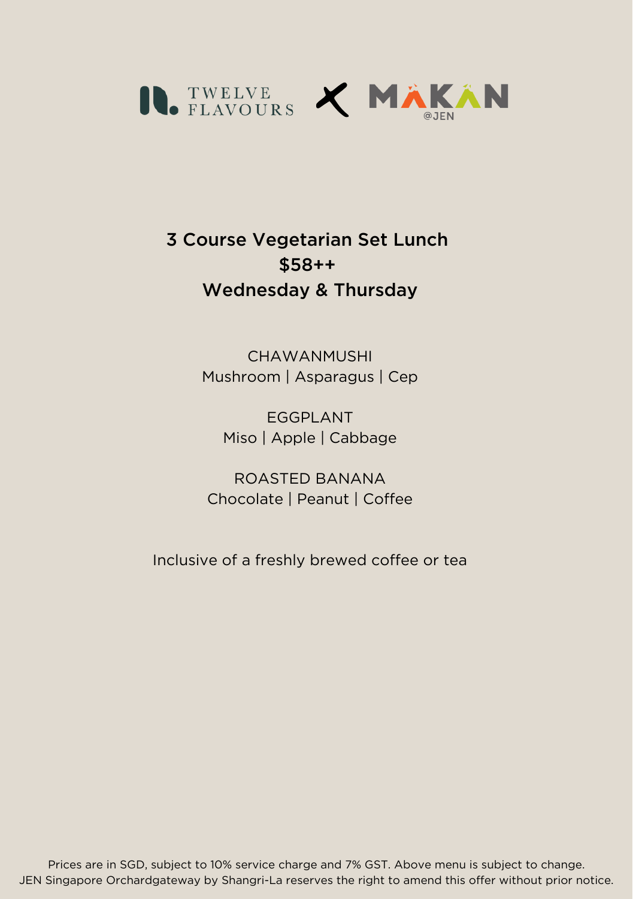TWELVE FLAVOURS X MAKAN @JEN

## 3 Course Vegetarian Set Lunch
## $58++
## Wednesday & Thursday

CHAWANMUSHI
Mushroom | Asparagus | Cep

EGGPLANT
Miso | Apple | Cabbage

ROASTED BANANA
Chocolate | Peanut | Coffee

Inclusive of a freshly brewed coffee or tea

Prices are in SGD, subject to 10% service charge and 7% GST. Above menu is subject to change.
JEN Singapore Orchardgateway by Shangri-La reserves the right to amend this offer without prior notice.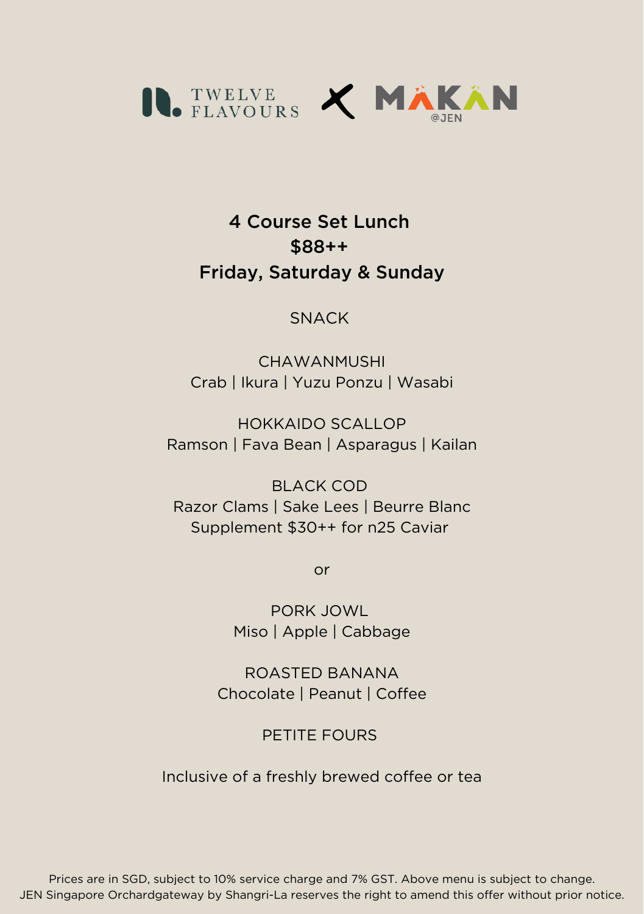TWELVE FLAVOURS X MAKAN @JEN

## 4 Course Set Lunch
## $88++
## Friday, Saturday & Sunday

SNACK

CHAWANMUSHI
Crab | Ikura | Yuzu Ponzu | Wasabi

HOKKAIDO SCALLOP
Ramson | Fava Bean | Asparagus | Kailan

BLACK COD
Razor Clams | Sake Lees | Beurre Blanc
Supplement $30++ for n25 Caviar

or

PORK JOWL
Miso | Apple | Cabbage

ROASTED BANANA
Chocolate | Peanut | Coffee

PETITE FOURS

Inclusive of a freshly brewed coffee or tea

Prices are in SGD, subject to 10% service charge and 7% GST. Above menu is subject to change.
JEN Singapore Orchardgateway by Shangri-La reserves the right to amend this offer without prior notice.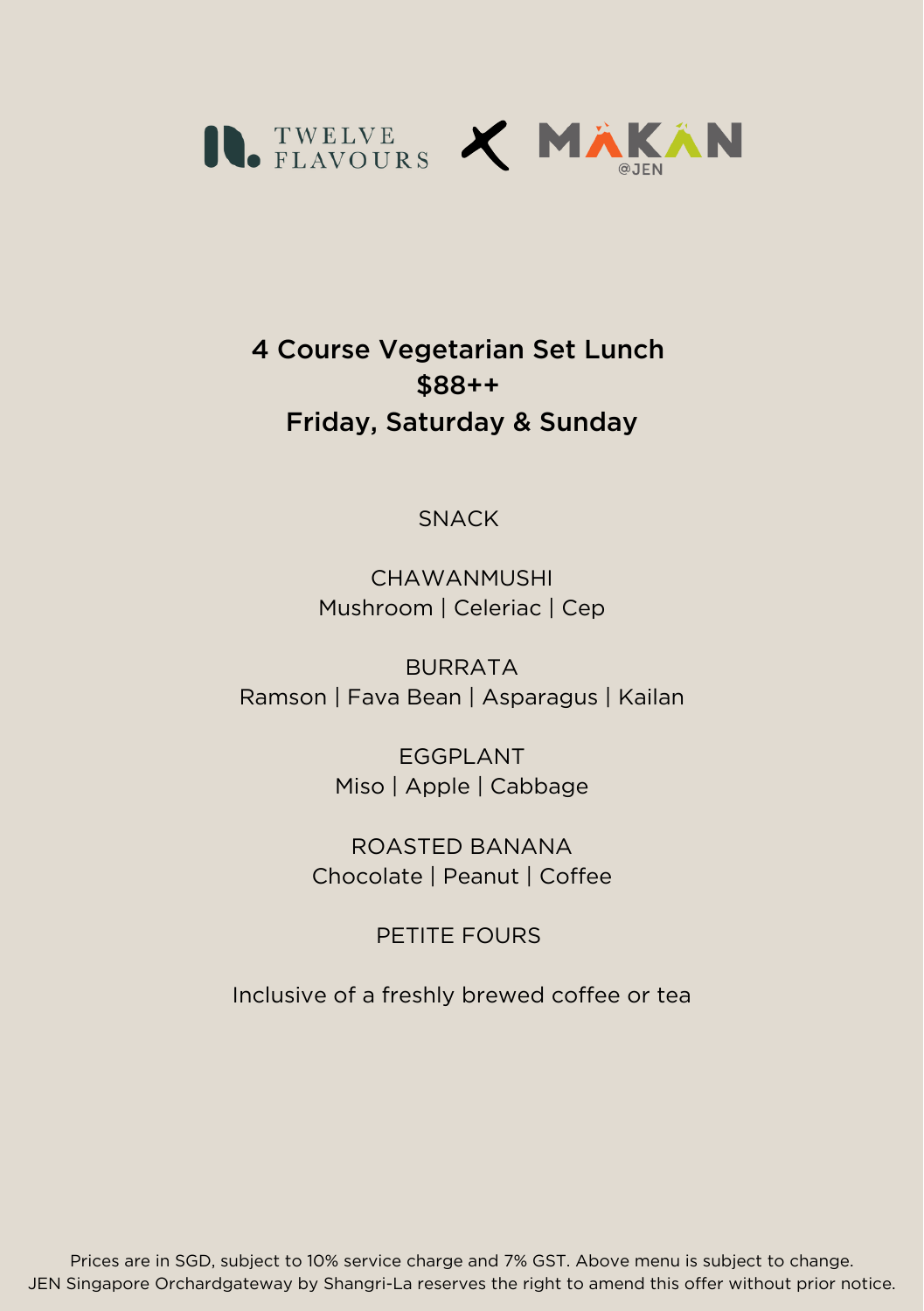TWELVE FLAVOURS X MAKAN @JEN

## 4 Course Vegetarian Set Lunch
## $88++
## Friday, Saturday & Sunday

SNACK

CHAWANMUSHI
Mushroom | Celeriac | Cep

BURRATA
Ramson | Fava Bean | Asparagus | Kailan

EGGPLANT
Miso | Apple | Cabbage

ROASTED BANANA
Chocolate | Peanut | Coffee

PETITE FOURS

Inclusive of a freshly brewed coffee or tea

Prices are in SGD, subject to 10% service charge and 7% GST. Above menu is subject to change.
JEN Singapore Orchardgateway by Shangri-La reserves the right to amend this offer without prior notice.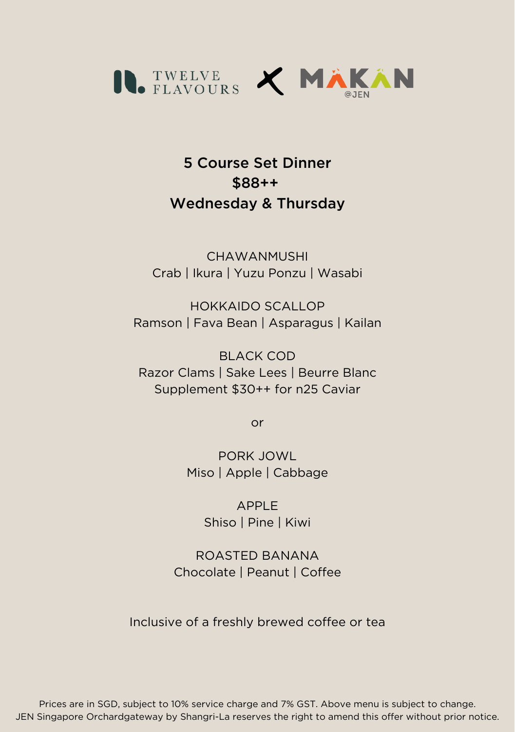TWELVE FLAVOURS X MAKAN @JEN

## 5 Course Set Dinner
## $88++
## Wednesday & Thursday

CHAWANMUSHI
Crab | Ikura | Yuzu Ponzu | Wasabi

HOKKAIDO SCALLOP
Ramson | Fava Bean | Asparagus | Kailan

BLACK COD
Razor Clams | Sake Lees | Beurre Blanc
Supplement $30++ for n25 Caviar

or

PORK JOWL
Miso | Apple | Cabbage

APPLE
Shiso | Pine | Kiwi

ROASTED BANANA
Chocolate | Peanut | Coffee

Inclusive of a freshly brewed coffee or tea

Prices are in SGD, subject to 10% service charge and 7% GST. Above menu is subject to change.
JEN Singapore Orchardgateway by Shangri-La reserves the right to amend this offer without prior notice.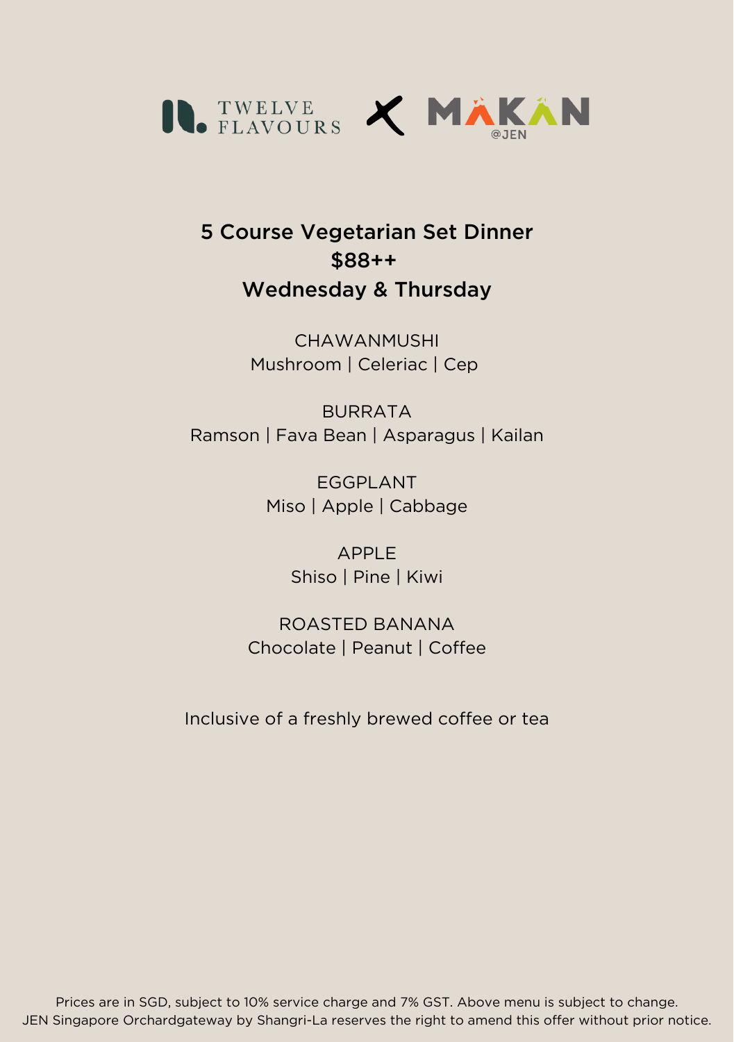TWELVE FLAVOURS X MAKAN @JEN

## 5 Course Vegetarian Set Dinner
## $88++
## Wednesday & Thursday

CHAWANMUSHI
Mushroom | Celeriac | Cep

BURRATA
Ramson | Fava Bean | Asparagus | Kailan

EGGPLANT
Miso | Apple | Cabbage

APPLE
Shiso | Pine | Kiwi

ROASTED BANANA
Chocolate | Peanut | Coffee

Inclusive of a freshly brewed coffee or tea

Prices are in SGD, subject to 10% service charge and 7% GST. Above menu is subject to change.
JEN Singapore Orchardgateway by Shangri-La reserves the right to amend this offer without prior notice.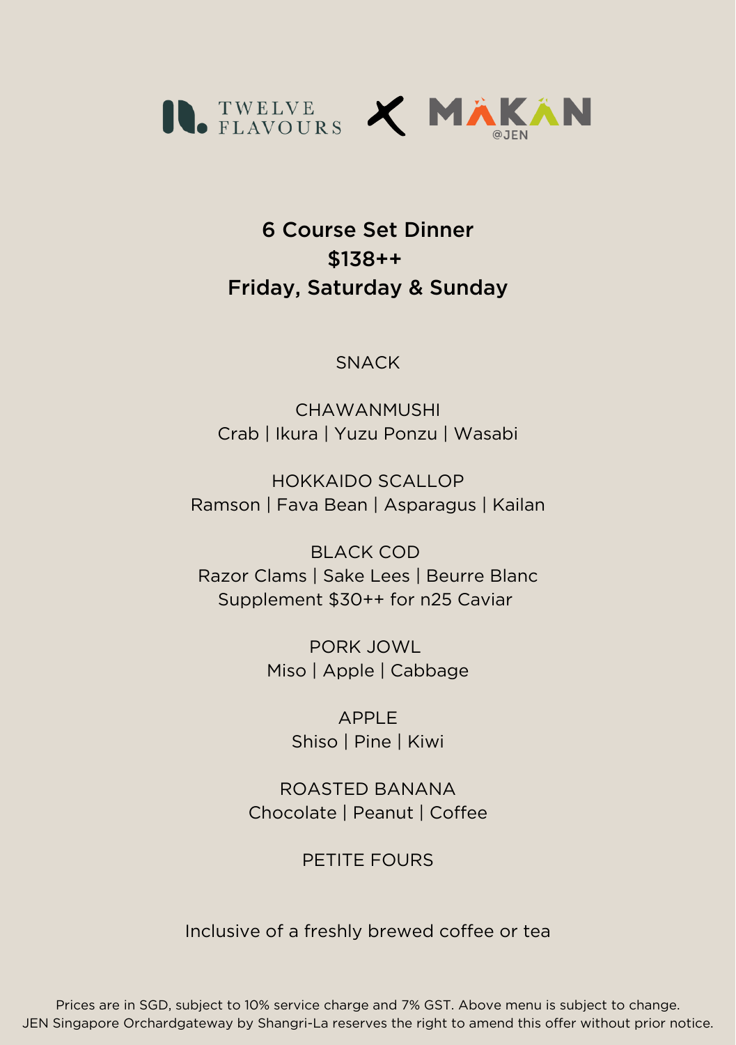TWELVE FLAVOURS X MAKAN @JEN

# 6 Course Set Dinner
# $138++
# Friday, Saturday & Sunday

SNACK

CHAWANMUSHI
Crab | Ikura | Yuzu Ponzu | Wasabi

HOKKAIDO SCALLOP
Ramson | Fava Bean | Asparagus | Kailan

BLACK COD
Razor Clams | Sake Lees | Beurre Blanc
Supplement $30++ for n25 Caviar

PORK JOWL
Miso | Apple | Cabbage

APPLE
Shiso | Pine | Kiwi

ROASTED BANANA
Chocolate | Peanut | Coffee

PETITE FOURS

Inclusive of a freshly brewed coffee or tea

Prices are in SGD, subject to 10% service charge and 7% GST. Above menu is subject to change.
JEN Singapore Orchardgateway by Shangri-La reserves the right to amend this offer without prior notice.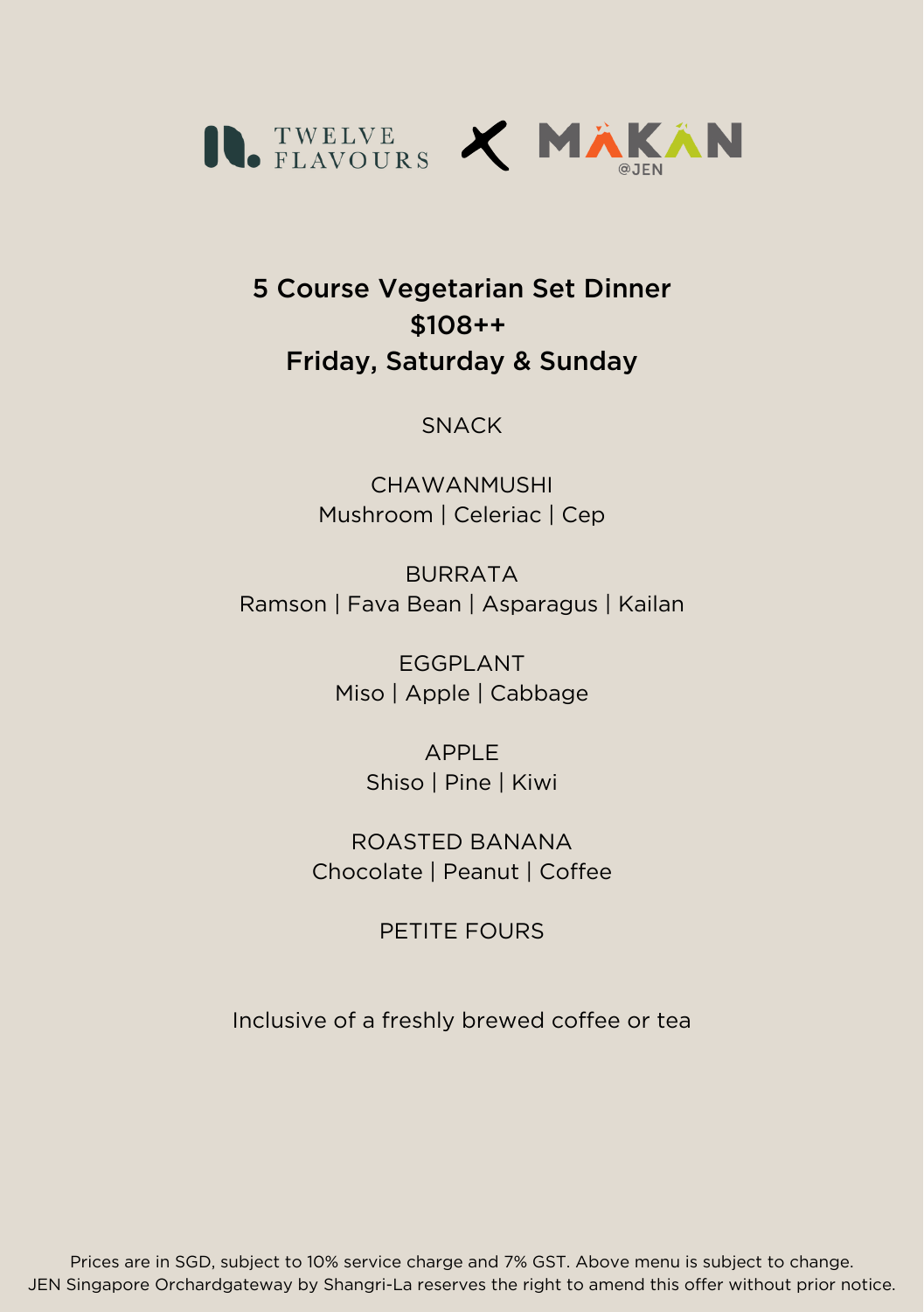TWELVE FLAVOURS X MAKAN @JEN

## 5 Course Vegetarian Set Dinner
## $108++
## Friday, Saturday & Sunday

SNACK

CHAWANMUSHI
Mushroom | Celeriac | Cep

BURRATA
Ramson | Fava Bean | Asparagus | Kailan

EGGPLANT
Miso | Apple | Cabbage

APPLE
Shiso | Pine | Kiwi

ROASTED BANANA
Chocolate | Peanut | Coffee

PETITE FOURS

Inclusive of a freshly brewed coffee or tea

Prices are in SGD, subject to 10% service charge and 7% GST. Above menu is subject to change.
JEN Singapore Orchardgateway by Shangri-La reserves the right to amend this offer without prior notice.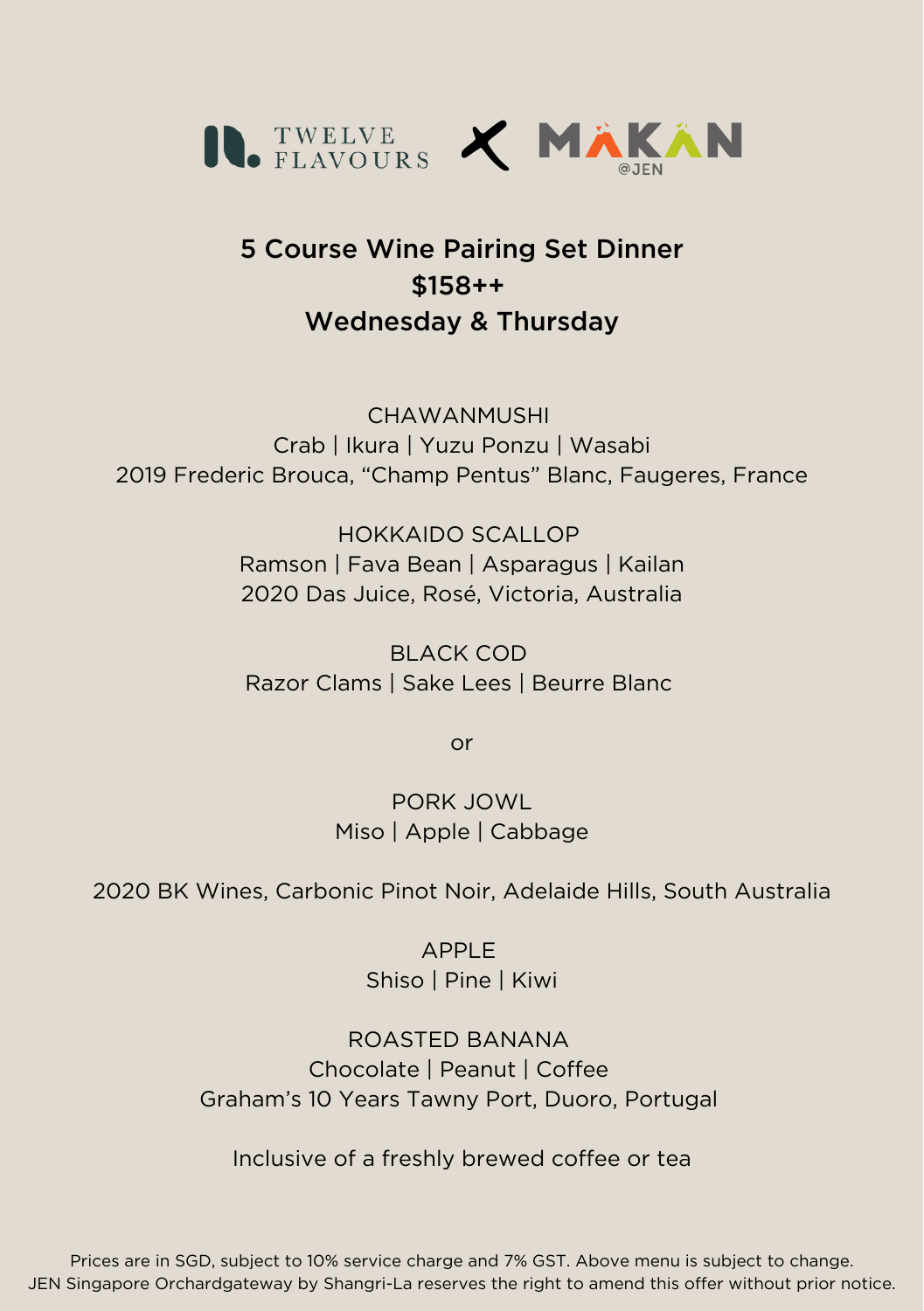TWELVE FLAVOURS X MAKAN @JEN

## 5 Course Wine Pairing Set Dinner
## $158++
## Wednesday & Thursday

CHAWANMUSHI
Crab | Ikura | Yuzu Ponzu | Wasabi
2019 Frederic Brouca, "Champ Pentus" Blanc, Faugeres, France

HOKKAIDO SCALLOP
Ramson | Fava Bean | Asparagus | Kailan
2020 Das Juice, Rosé, Victoria, Australia

BLACK COD
Razor Clams | Sake Lees | Beurre Blanc

or

PORK JOWL
Miso | Apple | Cabbage

2020 BK Wines, Carbonic Pinot Noir, Adelaide Hills, South Australia

APPLE
Shiso | Pine | Kiwi

ROASTED BANANA
Chocolate | Peanut | Coffee
Graham's 10 Years Tawny Port, Duoro, Portugal

Inclusive of a freshly brewed coffee or tea

Prices are in SGD, subject to 10% service charge and 7% GST. Above menu is subject to change.
JEN Singapore Orchardgateway by Shangri-La reserves the right to amend this offer without prior notice.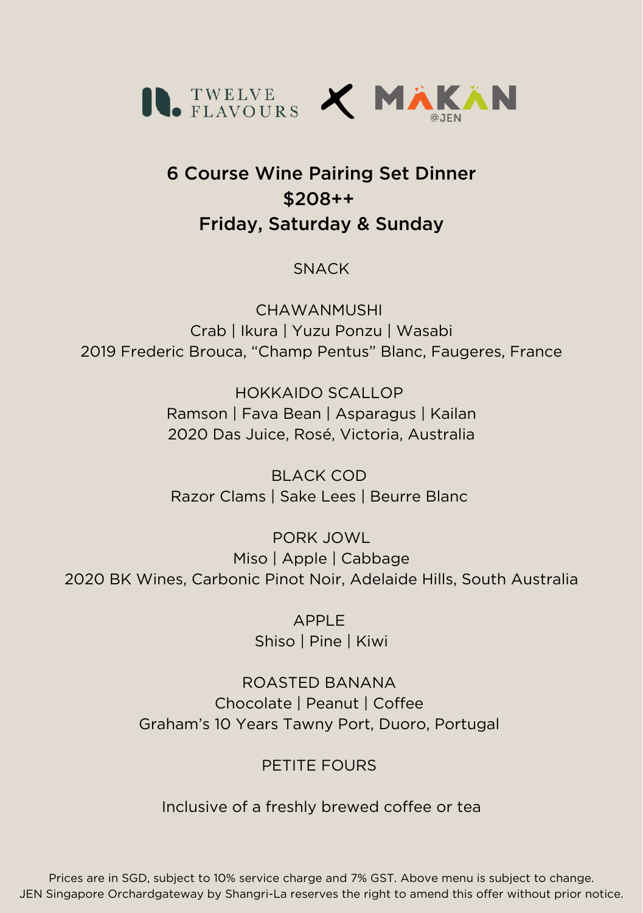TWELVE FLAVOURS X MAKAN @JEN

## 6 Course Wine Pairing Set Dinner
## $208++
## Friday, Saturday & Sunday

SNACK

CHAWANMUSHI
Crab | Ikura | Yuzu Ponzu | Wasabi
2019 Frederic Brouca, “Champ Pentus” Blanc, Faugeres, France

HOKKAIDO SCALLOP
Ramson | Fava Bean | Asparagus | Kailan
2020 Das Juice, Rosé, Victoria, Australia

BLACK COD
Razor Clams | Sake Lees | Beurre Blanc

PORK JOWL
Miso | Apple | Cabbage
2020 BK Wines, Carbonic Pinot Noir, Adelaide Hills, South Australia

APPLE
Shiso | Pine | Kiwi

ROASTED BANANA
Chocolate | Peanut | Coffee
Graham’s 10 Years Tawny Port, Duoro, Portugal

PETITE FOURS

Inclusive of a freshly brewed coffee or tea

Prices are in SGD, subject to 10% service charge and 7% GST. Above menu is subject to change.
JEN Singapore Orchardgateway by Shangri-La reserves the right to amend this offer without prior notice.